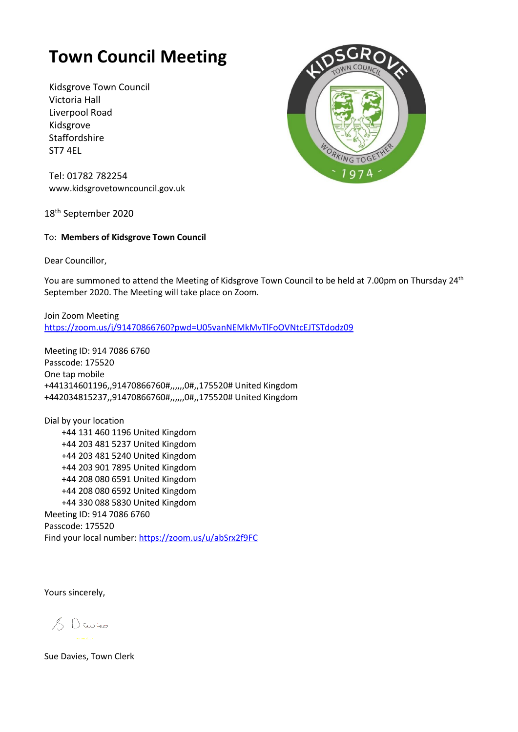# Town Council Meeting

Kidsgrove Town Council
Victoria Hall
Liverpool Road
Kidsgrove
Staffordshire
ST7 4EL

Tel: 01782 782254
www.kidsgrovetowncouncil.gov.uk

18th September 2020

To: **Members of Kidsgrove Town Council**

Dear Councillor,

You are summoned to attend the Meeting of Kidsgrove Town Council to be held at 7.00pm on Thursday 24th September 2020. The Meeting will take place on Zoom.

Join Zoom Meeting
https://zoom.us/j/91470866760?pwd=U05vanNEMkMvTlFoOVNtcEJTSTdodz09

Meeting ID: 914 7086 6760
Passcode: 175520
One tap mobile
+441314601196,,91470866760#,,,,,,0#,,175520# United Kingdom
+442034815237,,91470866760#,,,,,,0#,,175520# United Kingdom

Dial by your location
- +44 131 460 1196 United Kingdom
- +44 203 481 5237 United Kingdom
- +44 203 481 5240 United Kingdom
- +44 203 901 7895 United Kingdom
- +44 208 080 6591 United Kingdom
- +44 208 080 6592 United Kingdom
- +44 330 088 5830 United Kingdom

Meeting ID: 914 7086 6760
Passcode: 175520
Find your local number: https://zoom.us/u/abSrx2f9FC

Yours sincerely,

S Davies

Sue Davies, Town Clerk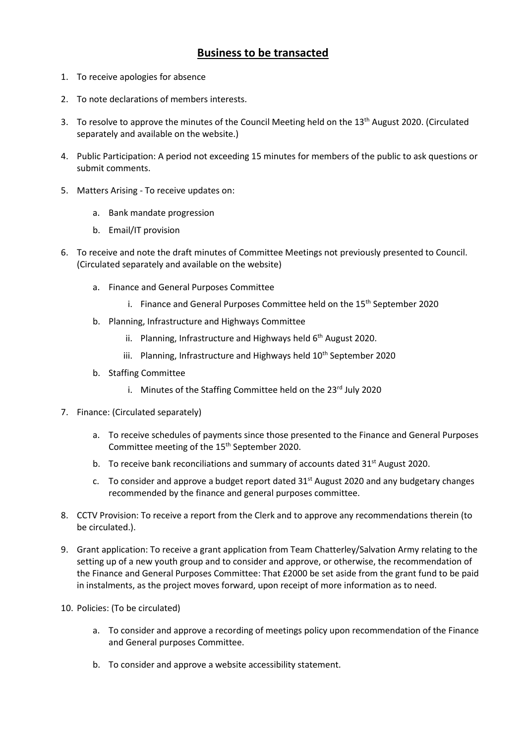# **Business to be transacted**

1. To receive apologies for absence
2. To note declarations of members interests.
3. To resolve to approve the minutes of the Council Meeting held on the 13th August 2020. (Circulated separately and available on the website.)
4. Public Participation: A period not exceeding 15 minutes for members of the public to ask questions or submit comments.
5. Matters Arising - To receive updates on:
    a. Bank mandate progression
    b. Email/IT provision
6. To receive and note the draft minutes of Committee Meetings not previously presented to Council. (Circulated separately and available on the website)
    a. Finance and General Purposes Committee
        i. Finance and General Purposes Committee held on the 15th September 2020
    b. Planning, Infrastructure and Highways Committee
        ii. Planning, Infrastructure and Highways held 6th August 2020.
        iii. Planning, Infrastructure and Highways held 10th September 2020
    b. Staffing Committee
        i. Minutes of the Staffing Committee held on the 23rd July 2020
7. Finance: (Circulated separately)
    a. To receive schedules of payments since those presented to the Finance and General Purposes Committee meeting of the 15th September 2020.
    b. To receive bank reconciliations and summary of accounts dated 31st August 2020.
    c. To consider and approve a budget report dated 31st August 2020 and any budgetary changes recommended by the finance and general purposes committee.
8. CCTV Provision: To receive a report from the Clerk and to approve any recommendations therein (to be circulated.).
9. Grant application: To receive a grant application from Team Chatterley/Salvation Army relating to the setting up of a new youth group and to consider and approve, or otherwise, the recommendation of the Finance and General Purposes Committee: That £2000 be set aside from the grant fund to be paid in instalments, as the project moves forward, upon receipt of more information as to need.
10. Policies: (To be circulated)
    a. To consider and approve a recording of meetings policy upon recommendation of the Finance and General purposes Committee.
    b. To consider and approve a website accessibility statement.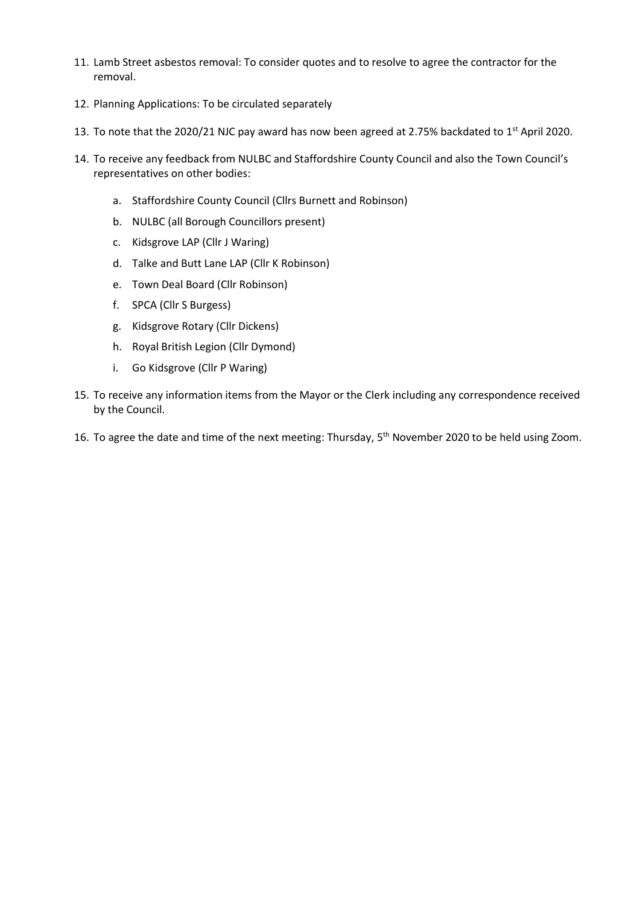11. Lamb Street asbestos removal: To consider quotes and to resolve to agree the contractor for the removal.

12. Planning Applications: To be circulated separately

13. To note that the 2020/21 NJC pay award has now been agreed at 2.75% backdated to 1st April 2020.

14. To receive any feedback from NULBC and Staffordshire County Council and also the Town Council's representatives on other bodies:

    a. Staffordshire County Council (Cllrs Burnett and Robinson)

    b. NULBC (all Borough Councillors present)

    c. Kidsgrove LAP (Cllr J Waring)

    d. Talke and Butt Lane LAP (Cllr K Robinson)

    e. Town Deal Board (Cllr Robinson)

    f. SPCA (Cllr S Burgess)

    g. Kidsgrove Rotary (Cllr Dickens)

    h. Royal British Legion (Cllr Dymond)

    i. Go Kidsgrove (Cllr P Waring)

15. To receive any information items from the Mayor or the Clerk including any correspondence received by the Council.

16. To agree the date and time of the next meeting: Thursday, 5th November 2020 to be held using Zoom.